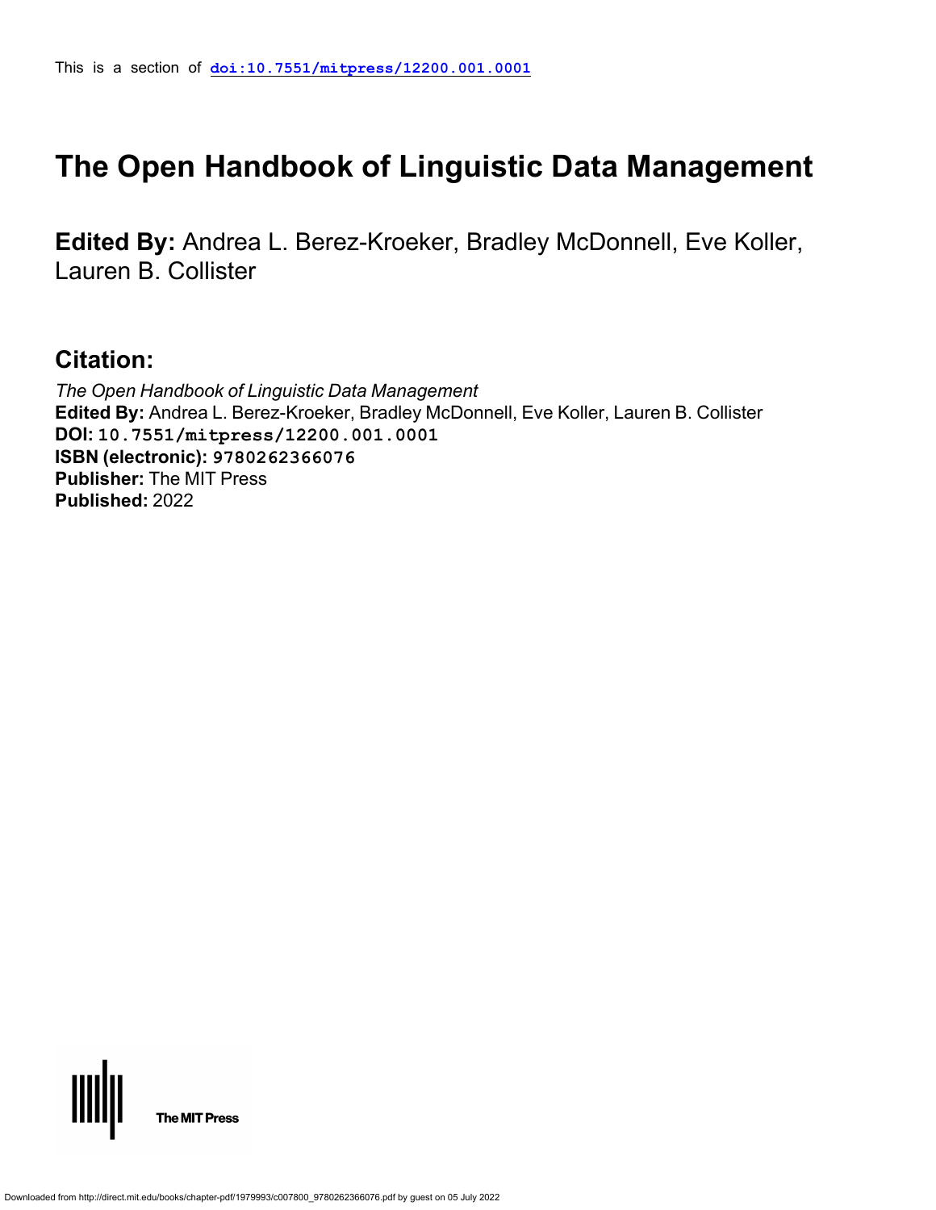This is a section of **doi:10.7551/mitpress/12200.001.0001**

# The Open Handbook of Linguistic Data Management

**Edited By:** Andrea L. Berez-Kroeker, Bradley McDonnell, Eve Koller, Lauren B. Collister

## Citation:

*The Open Handbook of Linguistic Data Management*
**Edited By:** Andrea L. Berez-Kroeker, Bradley McDonnell, Eve Koller, Lauren B. Collister
**DOI:** 10.7551/mitpress/12200.001.0001
**ISBN (electronic):** 9780262366076
**Publisher:** The MIT Press
**Published:** 2022

The MIT Press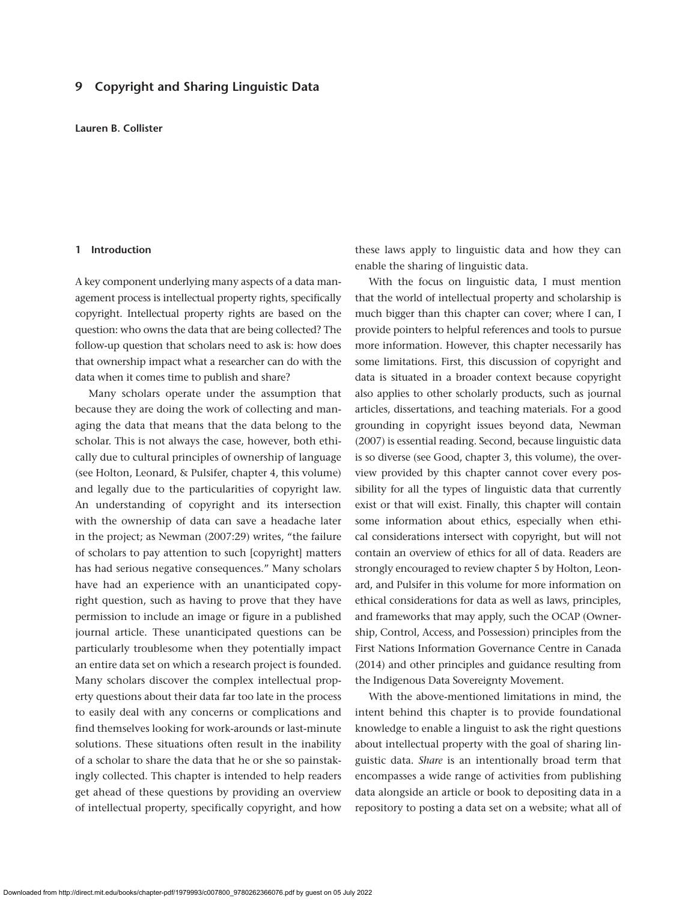# 9 Copyright and Sharing Linguistic Data

**Lauren B. Collister**

## 1 Introduction

A key component underlying many aspects of a data management process is intellectual property rights, specifically copyright. Intellectual property rights are based on the question: who owns the data that are being collected? The follow-up question that scholars need to ask is: how does that ownership impact what a researcher can do with the data when it comes time to publish and share?

Many scholars operate under the assumption that because they are doing the work of collecting and managing the data that means that the data belong to the scholar. This is not always the case, however, both ethically due to cultural principles of ownership of language (see Holton, Leonard, & Pulsifer, chapter 4, this volume) and legally due to the particularities of copyright law. An understanding of copyright and its intersection with the ownership of data can save a headache later in the project; as Newman (2007:29) writes, "the failure of scholars to pay attention to such [copyright] matters has had serious negative consequences." Many scholars have had an experience with an unanticipated copyright question, such as having to prove that they have permission to include an image or figure in a published journal article. These unanticipated questions can be particularly troublesome when they potentially impact an entire data set on which a research project is founded. Many scholars discover the complex intellectual property questions about their data far too late in the process to easily deal with any concerns or complications and find themselves looking for work-arounds or last-minute solutions. These situations often result in the inability of a scholar to share the data that he or she so painstakingly collected. This chapter is intended to help readers get ahead of these questions by providing an overview of intellectual property, specifically copyright, and how these laws apply to linguistic data and how they can enable the sharing of linguistic data.

With the focus on linguistic data, I must mention that the world of intellectual property and scholarship is much bigger than this chapter can cover; where I can, I provide pointers to helpful references and tools to pursue more information. However, this chapter necessarily has some limitations. First, this discussion of copyright and data is situated in a broader context because copyright also applies to other scholarly products, such as journal articles, dissertations, and teaching materials. For a good grounding in copyright issues beyond data, Newman (2007) is essential reading. Second, because linguistic data is so diverse (see Good, chapter 3, this volume), the overview provided by this chapter cannot cover every possibility for all the types of linguistic data that currently exist or that will exist. Finally, this chapter will contain some information about ethics, especially when ethical considerations intersect with copyright, but will not contain an overview of ethics for all of data. Readers are strongly encouraged to review chapter 5 by Holton, Leonard, and Pulsifer in this volume for more information on ethical considerations for data as well as laws, principles, and frameworks that may apply, such the OCAP (Ownership, Control, Access, and Possession) principles from the First Nations Information Governance Centre in Canada (2014) and other principles and guidance resulting from the Indigenous Data Sovereignty Movement.

With the above-mentioned limitations in mind, the intent behind this chapter is to provide foundational knowledge to enable a linguist to ask the right questions about intellectual property with the goal of sharing linguistic data. *Share* is an intentionally broad term that encompasses a wide range of activities from publishing data alongside an article or book to depositing data in a repository to posting a data set on a website; what all of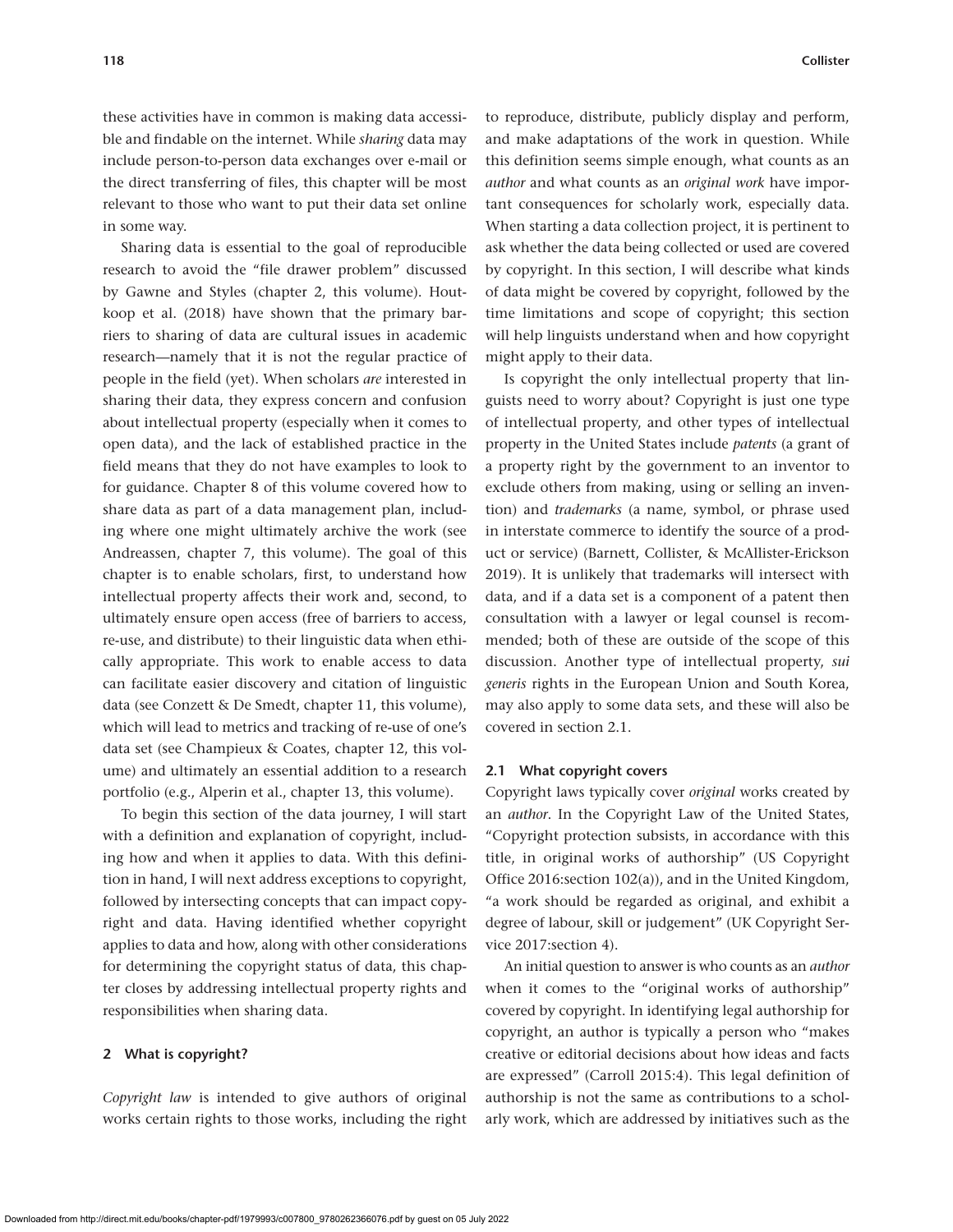these activities have in common is making data accessible and findable on the internet. While *sharing* data may include person-to-person data exchanges over e-mail or the direct transferring of files, this chapter will be most relevant to those who want to put their data set online in some way.

Sharing data is essential to the goal of reproducible research to avoid the "file drawer problem" discussed by Gawne and Styles (chapter 2, this volume). Houtkoop et al. (2018) have shown that the primary barriers to sharing of data are cultural issues in academic research—namely that it is not the regular practice of people in the field (yet). When scholars *are* interested in sharing their data, they express concern and confusion about intellectual property (especially when it comes to open data), and the lack of established practice in the field means that they do not have examples to look to for guidance. Chapter 8 of this volume covered how to share data as part of a data management plan, including where one might ultimately archive the work (see Andreassen, chapter 7, this volume). The goal of this chapter is to enable scholars, first, to understand how intellectual property affects their work and, second, to ultimately ensure open access (free of barriers to access, re-use, and distribute) to their linguistic data when ethically appropriate. This work to enable access to data can facilitate easier discovery and citation of linguistic data (see Conzett & De Smedt, chapter 11, this volume), which will lead to metrics and tracking of re-use of one's data set (see Champieux & Coates, chapter 12, this volume) and ultimately an essential addition to a research portfolio (e.g., Alperin et al., chapter 13, this volume).

To begin this section of the data journey, I will start with a definition and explanation of copyright, including how and when it applies to data. With this definition in hand, I will next address exceptions to copyright, followed by intersecting concepts that can impact copyright and data. Having identified whether copyright applies to data and how, along with other considerations for determining the copyright status of data, this chapter closes by addressing intellectual property rights and responsibilities when sharing data.

## 2 What is copyright?

*Copyright law* is intended to give authors of original works certain rights to those works, including the right to reproduce, distribute, publicly display and perform, and make adaptations of the work in question. While this definition seems simple enough, what counts as an *author* and what counts as an *original work* have important consequences for scholarly work, especially data. When starting a data collection project, it is pertinent to ask whether the data being collected or used are covered by copyright. In this section, I will describe what kinds of data might be covered by copyright, followed by the time limitations and scope of copyright; this section will help linguists understand when and how copyright might apply to their data.

Is copyright the only intellectual property that linguists need to worry about? Copyright is just one type of intellectual property, and other types of intellectual property in the United States include *patents* (a grant of a property right by the government to an inventor to exclude others from making, using or selling an invention) and *trademarks* (a name, symbol, or phrase used in interstate commerce to identify the source of a product or service) (Barnett, Collister, & McAllister-Erickson 2019). It is unlikely that trademarks will intersect with data, and if a data set is a component of a patent then consultation with a lawyer or legal counsel is recommended; both of these are outside of the scope of this discussion. Another type of intellectual property, *sui generis* rights in the European Union and South Korea, may also apply to some data sets, and these will also be covered in section 2.1.

### 2.1 What copyright covers

Copyright laws typically cover *original* works created by an *author*. In the Copyright Law of the United States, "Copyright protection subsists, in accordance with this title, in original works of authorship" (US Copyright Office 2016:section 102(a)), and in the United Kingdom, "a work should be regarded as original, and exhibit a degree of labour, skill or judgement" (UK Copyright Service 2017:section 4).

An initial question to answer is who counts as an *author* when it comes to the "original works of authorship" covered by copyright. In identifying legal authorship for copyright, an author is typically a person who "makes creative or editorial decisions about how ideas and facts are expressed" (Carroll 2015:4). This legal definition of authorship is not the same as contributions to a scholarly work, which are addressed by initiatives such as the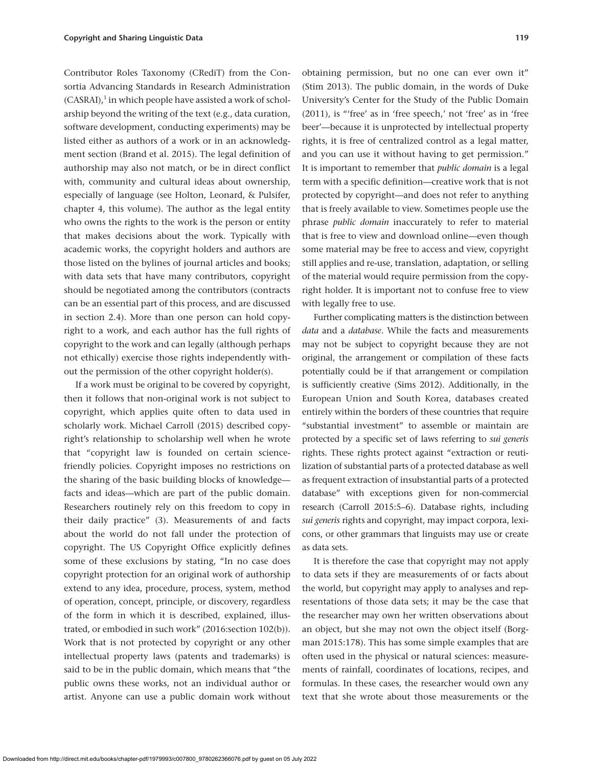Contributor Roles Taxonomy (CRediT) from the Consortia Advancing Standards in Research Administration (CASRAI),[1] in which people have assisted a work of scholarship beyond the writing of the text (e.g., data curation, software development, conducting experiments) may be listed either as authors of a work or in an acknowledgment section (Brand et al. 2015). The legal definition of authorship may also not match, or be in direct conflict with, community and cultural ideas about ownership, especially of language (see Holton, Leonard, & Pulsifer, chapter 4, this volume). The author as the legal entity who owns the rights to the work is the person or entity that makes decisions about the work. Typically with academic works, the copyright holders and authors are those listed on the bylines of journal articles and books; with data sets that have many contributors, copyright should be negotiated among the contributors (contracts can be an essential part of this process, and are discussed in section 2.4). More than one person can hold copyright to a work, and each author has the full rights of copyright to the work and can legally (although perhaps not ethically) exercise those rights independently without the permission of the other copyright holder(s).

If a work must be original to be covered by copyright, then it follows that non-original work is not subject to copyright, which applies quite often to data used in scholarly work. Michael Carroll (2015) described copyright's relationship to scholarship well when he wrote that "copyright law is founded on certain science-friendly policies. Copyright imposes no restrictions on the sharing of the basic building blocks of knowledge—facts and ideas—which are part of the public domain. Researchers routinely rely on this freedom to copy in their daily practice" (3). Measurements of and facts about the world do not fall under the protection of copyright. The US Copyright Office explicitly defines some of these exclusions by stating, "In no case does copyright protection for an original work of authorship extend to any idea, procedure, process, system, method of operation, concept, principle, or discovery, regardless of the form in which it is described, explained, illustrated, or embodied in such work" (2016:section 102(b)). Work that is not protected by copyright or any other intellectual property laws (patents and trademarks) is said to be in the public domain, which means that "the public owns these works, not an individual author or artist. Anyone can use a public domain work without obtaining permission, but no one can ever own it" (Stim 2013). The public domain, in the words of Duke University's Center for the Study of the Public Domain (2011), is "'free' as in 'free speech,' not 'free' as in 'free beer'—because it is unprotected by intellectual property rights, it is free of centralized control as a legal matter, and you can use it without having to get permission." It is important to remember that *public domain* is a legal term with a specific definition—creative work that is not protected by copyright—and does not refer to anything that is freely available to view. Sometimes people use the phrase *public domain* inaccurately to refer to material that is free to view and download online—even though some material may be free to access and view, copyright still applies and re-use, translation, adaptation, or selling of the material would require permission from the copyright holder. It is important not to confuse free to view with legally free to use.

Further complicating matters is the distinction between *data* and a *database*. While the facts and measurements may not be subject to copyright because they are not original, the arrangement or compilation of these facts potentially could be if that arrangement or compilation is sufficiently creative (Sims 2012). Additionally, in the European Union and South Korea, databases created entirely within the borders of these countries that require "substantial investment" to assemble or maintain are protected by a specific set of laws referring to *sui generis* rights. These rights protect against "extraction or reutilization of substantial parts of a protected database as well as frequent extraction of insubstantial parts of a protected database" with exceptions given for non-commercial research (Carroll 2015:5–6). Database rights, including *sui generis* rights and copyright, may impact corpora, lexicons, or other grammars that linguists may use or create as data sets.

It is therefore the case that copyright may not apply to data sets if they are measurements of or facts about the world, but copyright may apply to analyses and representations of those data sets; it may be the case that the researcher may own her written observations about an object, but she may not own the object itself (Borgman 2015:178). This has some simple examples that are often used in the physical or natural sciences: measurements of rainfall, coordinates of locations, recipes, and formulas. In these cases, the researcher would own any text that she wrote about those measurements or the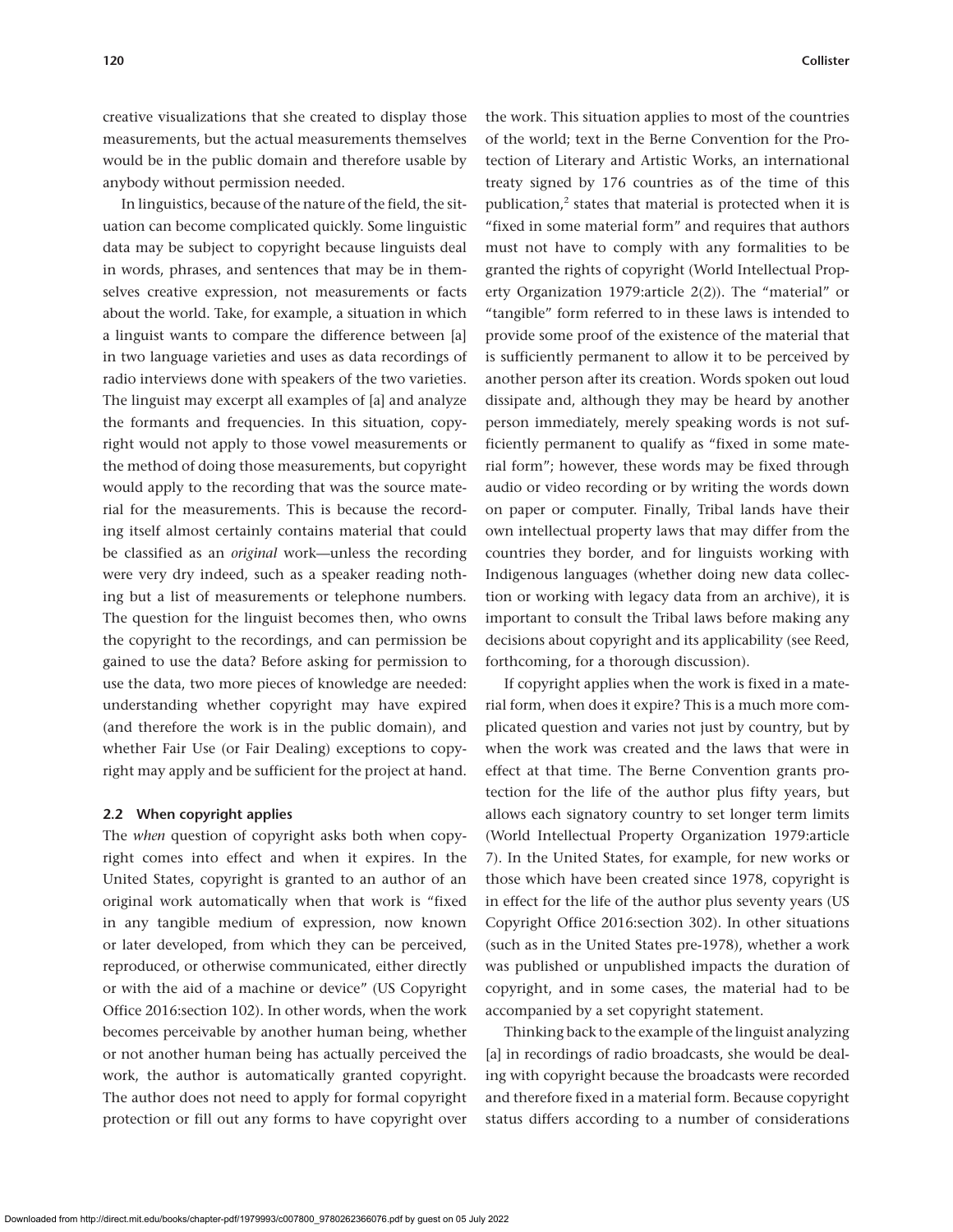creative visualizations that she created to display those measurements, but the actual measurements themselves would be in the public domain and therefore usable by anybody without permission needed.

In linguistics, because of the nature of the field, the situation can become complicated quickly. Some linguistic data may be subject to copyright because linguists deal in words, phrases, and sentences that may be in themselves creative expression, not measurements or facts about the world. Take, for example, a situation in which a linguist wants to compare the difference between [a] in two language varieties and uses as data recordings of radio interviews done with speakers of the two varieties. The linguist may excerpt all examples of [a] and analyze the formants and frequencies. In this situation, copyright would not apply to those vowel measurements or the method of doing those measurements, but copyright would apply to the recording that was the source material for the measurements. This is because the recording itself almost certainly contains material that could be classified as an *original* work—unless the recording were very dry indeed, such as a speaker reading nothing but a list of measurements or telephone numbers. The question for the linguist becomes then, who owns the copyright to the recordings, and can permission be gained to use the data? Before asking for permission to use the data, two more pieces of knowledge are needed: understanding whether copyright may have expired (and therefore the work is in the public domain), and whether Fair Use (or Fair Dealing) exceptions to copyright may apply and be sufficient for the project at hand.

### 2.2 When copyright applies

The *when* question of copyright asks both when copyright comes into effect and when it expires. In the United States, copyright is granted to an author of an original work automatically when that work is "fixed in any tangible medium of expression, now known or later developed, from which they can be perceived, reproduced, or otherwise communicated, either directly or with the aid of a machine or device" (US Copyright Office 2016:section 102). In other words, when the work becomes perceivable by another human being, whether or not another human being has actually perceived the work, the author is automatically granted copyright. The author does not need to apply for formal copyright protection or fill out any forms to have copyright over the work. This situation applies to most of the countries of the world; text in the Berne Convention for the Protection of Literary and Artistic Works, an international treaty signed by 176 countries as of the time of this publication,[2] states that material is protected when it is "fixed in some material form" and requires that authors must not have to comply with any formalities to be granted the rights of copyright (World Intellectual Property Organization 1979:article 2(2)). The "material" or "tangible" form referred to in these laws is intended to provide some proof of the existence of the material that is sufficiently permanent to allow it to be perceived by another person after its creation. Words spoken out loud dissipate and, although they may be heard by another person immediately, merely speaking words is not sufficiently permanent to qualify as "fixed in some material form"; however, these words may be fixed through audio or video recording or by writing the words down on paper or computer. Finally, Tribal lands have their own intellectual property laws that may differ from the countries they border, and for linguists working with Indigenous languages (whether doing new data collection or working with legacy data from an archive), it is important to consult the Tribal laws before making any decisions about copyright and its applicability (see Reed, forthcoming, for a thorough discussion).

If copyright applies when the work is fixed in a material form, when does it expire? This is a much more complicated question and varies not just by country, but by when the work was created and the laws that were in effect at that time. The Berne Convention grants protection for the life of the author plus fifty years, but allows each signatory country to set longer term limits (World Intellectual Property Organization 1979:article 7). In the United States, for example, for new works or those which have been created since 1978, copyright is in effect for the life of the author plus seventy years (US Copyright Office 2016:section 302). In other situations (such as in the United States pre-1978), whether a work was published or unpublished impacts the duration of copyright, and in some cases, the material had to be accompanied by a set copyright statement.

Thinking back to the example of the linguist analyzing [a] in recordings of radio broadcasts, she would be dealing with copyright because the broadcasts were recorded and therefore fixed in a material form. Because copyright status differs according to a number of considerations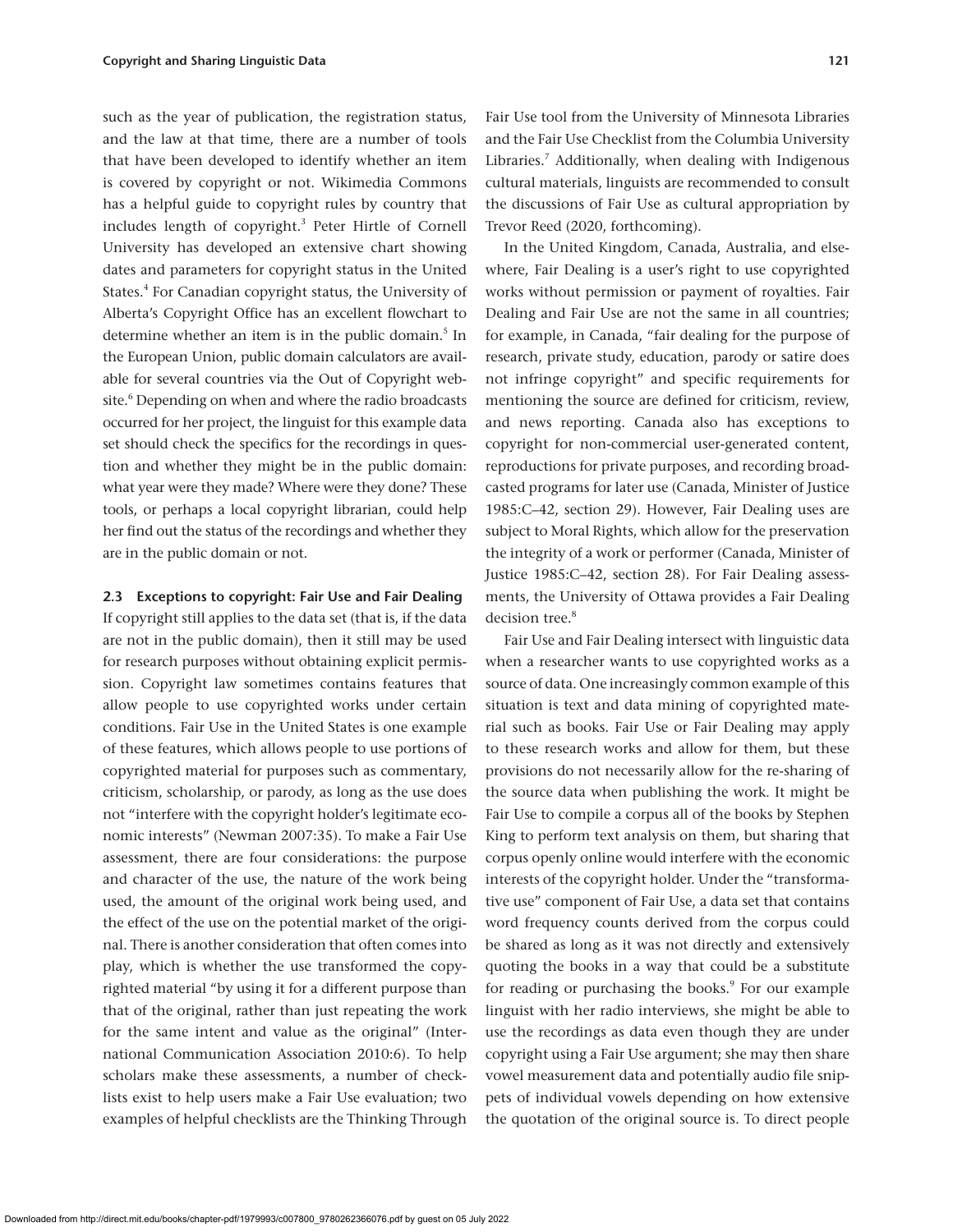such as the year of publication, the registration status, and the law at that time, there are a number of tools that have been developed to identify whether an item is covered by copyright or not. Wikimedia Commons has a helpful guide to copyright rules by country that includes length of copyright.[3] Peter Hirtle of Cornell University has developed an extensive chart showing dates and parameters for copyright status in the United States.[4] For Canadian copyright status, the University of Alberta's Copyright Office has an excellent flowchart to determine whether an item is in the public domain.[5] In the European Union, public domain calculators are available for several countries via the Out of Copyright website.[6] Depending on when and where the radio broadcasts occurred for her project, the linguist for this example data set should check the specifics for the recordings in question and whether they might be in the public domain: what year were they made? Where were they done? These tools, or perhaps a local copyright librarian, could help her find out the status of the recordings and whether they are in the public domain or not.

### 2.3 Exceptions to copyright: Fair Use and Fair Dealing

If copyright still applies to the data set (that is, if the data are not in the public domain), then it still may be used for research purposes without obtaining explicit permission. Copyright law sometimes contains features that allow people to use copyrighted works under certain conditions. Fair Use in the United States is one example of these features, which allows people to use portions of copyrighted material for purposes such as commentary, criticism, scholarship, or parody, as long as the use does not "interfere with the copyright holder's legitimate economic interests" (Newman 2007:35). To make a Fair Use assessment, there are four considerations: the purpose and character of the use, the nature of the work being used, the amount of the original work being used, and the effect of the use on the potential market of the original. There is another consideration that often comes into play, which is whether the use transformed the copyrighted material "by using it for a different purpose than that of the original, rather than just repeating the work for the same intent and value as the original" (International Communication Association 2010:6). To help scholars make these assessments, a number of checklists exist to help users make a Fair Use evaluation; two examples of helpful checklists are the Thinking Through Fair Use tool from the University of Minnesota Libraries and the Fair Use Checklist from the Columbia University Libraries.[7] Additionally, when dealing with Indigenous cultural materials, linguists are recommended to consult the discussions of Fair Use as cultural appropriation by Trevor Reed (2020, forthcoming).

In the United Kingdom, Canada, Australia, and elsewhere, Fair Dealing is a user's right to use copyrighted works without permission or payment of royalties. Fair Dealing and Fair Use are not the same in all countries; for example, in Canada, "fair dealing for the purpose of research, private study, education, parody or satire does not infringe copyright" and specific requirements for mentioning the source are defined for criticism, review, and news reporting. Canada also has exceptions to copyright for non-commercial user-generated content, reproductions for private purposes, and recording broadcasted programs for later use (Canada, Minister of Justice 1985:C–42, section 29). However, Fair Dealing uses are subject to Moral Rights, which allow for the preservation the integrity of a work or performer (Canada, Minister of Justice 1985:C–42, section 28). For Fair Dealing assessments, the University of Ottawa provides a Fair Dealing decision tree.[8]

Fair Use and Fair Dealing intersect with linguistic data when a researcher wants to use copyrighted works as a source of data. One increasingly common example of this situation is text and data mining of copyrighted material such as books. Fair Use or Fair Dealing may apply to these research works and allow for them, but these provisions do not necessarily allow for the re-sharing of the source data when publishing the work. It might be Fair Use to compile a corpus all of the books by Stephen King to perform text analysis on them, but sharing that corpus openly online would interfere with the economic interests of the copyright holder. Under the "transformative use" component of Fair Use, a data set that contains word frequency counts derived from the corpus could be shared as long as it was not directly and extensively quoting the books in a way that could be a substitute for reading or purchasing the books.[9] For our example linguist with her radio interviews, she might be able to use the recordings as data even though they are under copyright using a Fair Use argument; she may then share vowel measurement data and potentially audio file snippets of individual vowels depending on how extensive the quotation of the original source is. To direct people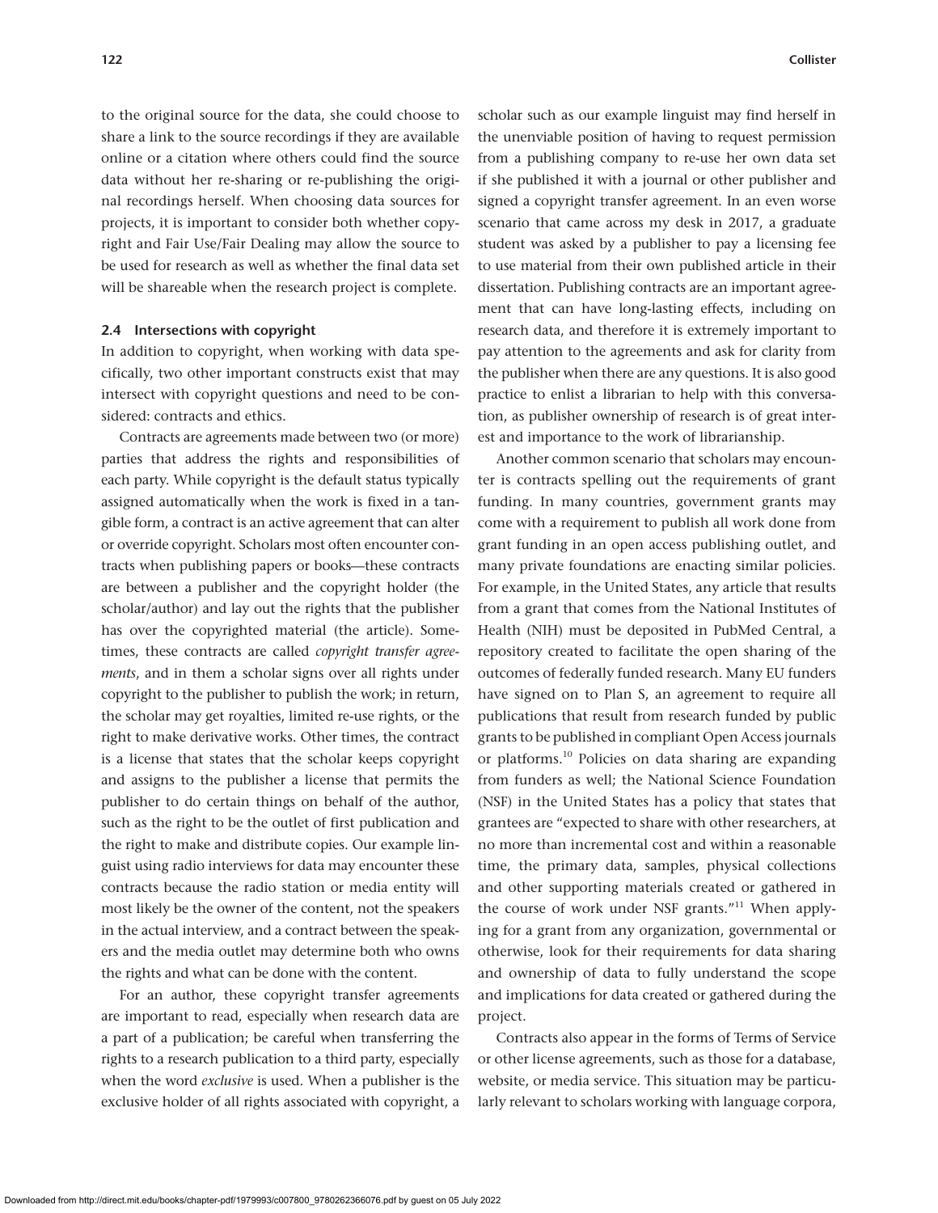to the original source for the data, she could choose to share a link to the source recordings if they are available online or a citation where others could find the source data without her re-sharing or re-publishing the original recordings herself. When choosing data sources for projects, it is important to consider both whether copyright and Fair Use/Fair Dealing may allow the source to be used for research as well as whether the final data set will be shareable when the research project is complete.

### 2.4 Intersections with copyright

In addition to copyright, when working with data specifically, two other important constructs exist that may intersect with copyright questions and need to be considered: contracts and ethics.

Contracts are agreements made between two (or more) parties that address the rights and responsibilities of each party. While copyright is the default status typically assigned automatically when the work is fixed in a tangible form, a contract is an active agreement that can alter or override copyright. Scholars most often encounter contracts when publishing papers or books—these contracts are between a publisher and the copyright holder (the scholar/author) and lay out the rights that the publisher has over the copyrighted material (the article). Sometimes, these contracts are called *copyright transfer agreements*, and in them a scholar signs over all rights under copyright to the publisher to publish the work; in return, the scholar may get royalties, limited re-use rights, or the right to make derivative works. Other times, the contract is a license that states that the scholar keeps copyright and assigns to the publisher a license that permits the publisher to do certain things on behalf of the author, such as the right to be the outlet of first publication and the right to make and distribute copies. Our example linguist using radio interviews for data may encounter these contracts because the radio station or media entity will most likely be the owner of the content, not the speakers in the actual interview, and a contract between the speakers and the media outlet may determine both who owns the rights and what can be done with the content.

For an author, these copyright transfer agreements are important to read, especially when research data are a part of a publication; be careful when transferring the rights to a research publication to a third party, especially when the word *exclusive* is used. When a publisher is the exclusive holder of all rights associated with copyright, a scholar such as our example linguist may find herself in the unenviable position of having to request permission from a publishing company to re-use her own data set if she published it with a journal or other publisher and signed a copyright transfer agreement. In an even worse scenario that came across my desk in 2017, a graduate student was asked by a publisher to pay a licensing fee to use material from their own published article in their dissertation. Publishing contracts are an important agreement that can have long-lasting effects, including on research data, and therefore it is extremely important to pay attention to the agreements and ask for clarity from the publisher when there are any questions. It is also good practice to enlist a librarian to help with this conversation, as publisher ownership of research is of great interest and importance to the work of librarianship.

Another common scenario that scholars may encounter is contracts spelling out the requirements of grant funding. In many countries, government grants may come with a requirement to publish all work done from grant funding in an open access publishing outlet, and many private foundations are enacting similar policies. For example, in the United States, any article that results from a grant that comes from the National Institutes of Health (NIH) must be deposited in PubMed Central, a repository created to facilitate the open sharing of the outcomes of federally funded research. Many EU funders have signed on to Plan S, an agreement to require all publications that result from research funded by public grants to be published in compliant Open Access journals or platforms.[10] Policies on data sharing are expanding from funders as well; the National Science Foundation (NSF) in the United States has a policy that states that grantees are "expected to share with other researchers, at no more than incremental cost and within a reasonable time, the primary data, samples, physical collections and other supporting materials created or gathered in the course of work under NSF grants."[11] When applying for a grant from any organization, governmental or otherwise, look for their requirements for data sharing and ownership of data to fully understand the scope and implications for data created or gathered during the project.

Contracts also appear in the forms of Terms of Service or other license agreements, such as those for a database, website, or media service. This situation may be particularly relevant to scholars working with language corpora,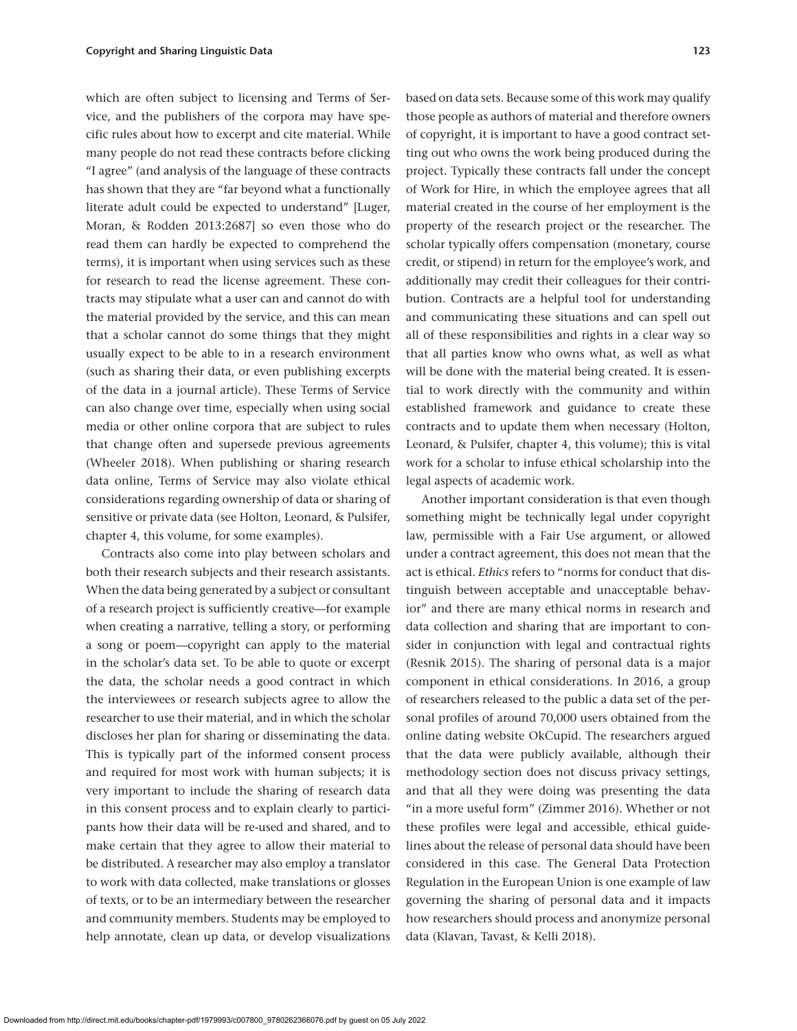which are often subject to licensing and Terms of Service, and the publishers of the corpora may have specific rules about how to excerpt and cite material. While many people do not read these contracts before clicking "I agree" (and analysis of the language of these contracts has shown that they are "far beyond what a functionally literate adult could be expected to understand" [Luger, Moran, & Rodden 2013:2687] so even those who do read them can hardly be expected to comprehend the terms), it is important when using services such as these for research to read the license agreement. These contracts may stipulate what a user can and cannot do with the material provided by the service, and this can mean that a scholar cannot do some things that they might usually expect to be able to in a research environment (such as sharing their data, or even publishing excerpts of the data in a journal article). These Terms of Service can also change over time, especially when using social media or other online corpora that are subject to rules that change often and supersede previous agreements (Wheeler 2018). When publishing or sharing research data online, Terms of Service may also violate ethical considerations regarding ownership of data or sharing of sensitive or private data (see Holton, Leonard, & Pulsifer, chapter 4, this volume, for some examples).

Contracts also come into play between scholars and both their research subjects and their research assistants. When the data being generated by a subject or consultant of a research project is sufficiently creative—for example when creating a narrative, telling a story, or performing a song or poem—copyright can apply to the material in the scholar's data set. To be able to quote or excerpt the data, the scholar needs a good contract in which the interviewees or research subjects agree to allow the researcher to use their material, and in which the scholar discloses her plan for sharing or disseminating the data. This is typically part of the informed consent process and required for most work with human subjects; it is very important to include the sharing of research data in this consent process and to explain clearly to participants how their data will be re-used and shared, and to make certain that they agree to allow their material to be distributed. A researcher may also employ a translator to work with data collected, make translations or glosses of texts, or to be an intermediary between the researcher and community members. Students may be employed to help annotate, clean up data, or develop visualizations based on data sets. Because some of this work may qualify those people as authors of material and therefore owners of copyright, it is important to have a good contract setting out who owns the work being produced during the project. Typically these contracts fall under the concept of Work for Hire, in which the employee agrees that all material created in the course of her employment is the property of the research project or the researcher. The scholar typically offers compensation (monetary, course credit, or stipend) in return for the employee's work, and additionally may credit their colleagues for their contribution. Contracts are a helpful tool for understanding and communicating these situations and can spell out all of these responsibilities and rights in a clear way so that all parties know who owns what, as well as what will be done with the material being created. It is essential to work directly with the community and within established framework and guidance to create these contracts and to update them when necessary (Holton, Leonard, & Pulsifer, chapter 4, this volume); this is vital work for a scholar to infuse ethical scholarship into the legal aspects of academic work.

Another important consideration is that even though something might be technically legal under copyright law, permissible with a Fair Use argument, or allowed under a contract agreement, this does not mean that the act is ethical. *Ethics* refers to "norms for conduct that distinguish between acceptable and unacceptable behavior" and there are many ethical norms in research and data collection and sharing that are important to consider in conjunction with legal and contractual rights (Resnik 2015). The sharing of personal data is a major component in ethical considerations. In 2016, a group of researchers released to the public a data set of the personal profiles of around 70,000 users obtained from the online dating website OkCupid. The researchers argued that the data were publicly available, although their methodology section does not discuss privacy settings, and that all they were doing was presenting the data "in a more useful form" (Zimmer 2016). Whether or not these profiles were legal and accessible, ethical guidelines about the release of personal data should have been considered in this case. The General Data Protection Regulation in the European Union is one example of law governing the sharing of personal data and it impacts how researchers should process and anonymize personal data (Klavan, Tavast, & Kelli 2018).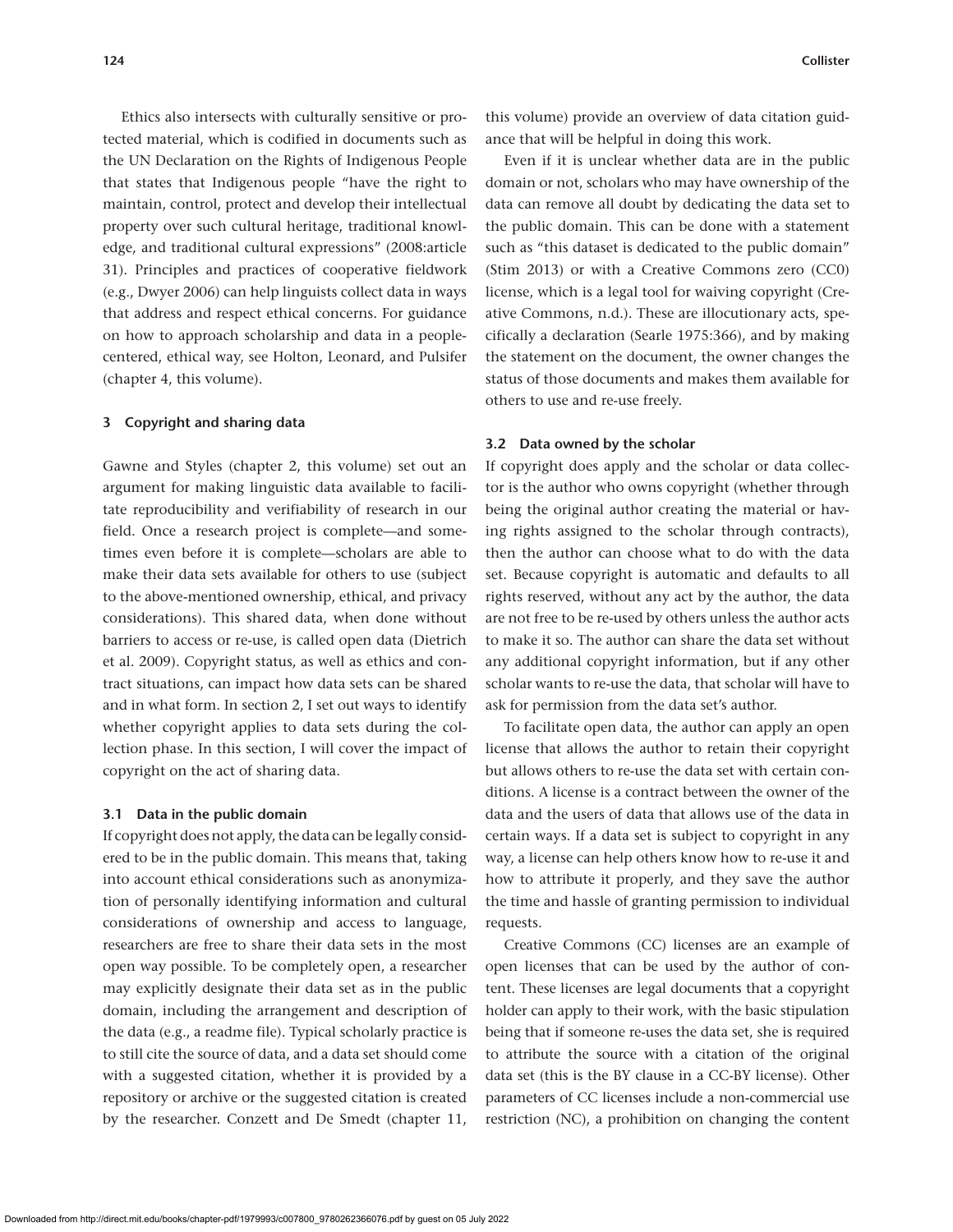Ethics also intersects with culturally sensitive or protected material, which is codified in documents such as the UN Declaration on the Rights of Indigenous People that states that Indigenous people "have the right to maintain, control, protect and develop their intellectual property over such cultural heritage, traditional knowledge, and traditional cultural expressions" (2008:article 31). Principles and practices of cooperative fieldwork (e.g., Dwyer 2006) can help linguists collect data in ways that address and respect ethical concerns. For guidance on how to approach scholarship and data in a people-centered, ethical way, see Holton, Leonard, and Pulsifer (chapter 4, this volume).

### 3 Copyright and sharing data

Gawne and Styles (chapter 2, this volume) set out an argument for making linguistic data available to facilitate reproducibility and verifiability of research in our field. Once a research project is complete—and sometimes even before it is complete—scholars are able to make their data sets available for others to use (subject to the above-mentioned ownership, ethical, and privacy considerations). This shared data, when done without barriers to access or re-use, is called open data (Dietrich et al. 2009). Copyright status, as well as ethics and contract situations, can impact how data sets can be shared and in what form. In section 2, I set out ways to identify whether copyright applies to data sets during the collection phase. In this section, I will cover the impact of copyright on the act of sharing data.

#### 3.1 Data in the public domain

If copyright does not apply, the data can be legally considered to be in the public domain. This means that, taking into account ethical considerations such as anonymization of personally identifying information and cultural considerations of ownership and access to language, researchers are free to share their data sets in the most open way possible. To be completely open, a researcher may explicitly designate their data set as in the public domain, including the arrangement and description of the data (e.g., a readme file). Typical scholarly practice is to still cite the source of data, and a data set should come with a suggested citation, whether it is provided by a repository or archive or the suggested citation is created by the researcher. Conzett and De Smedt (chapter 11, this volume) provide an overview of data citation guidance that will be helpful in doing this work.

Even if it is unclear whether data are in the public domain or not, scholars who may have ownership of the data can remove all doubt by dedicating the data set to the public domain. This can be done with a statement such as "this dataset is dedicated to the public domain" (Stim 2013) or with a Creative Commons zero (CC0) license, which is a legal tool for waiving copyright (Creative Commons, n.d.). These are illocutionary acts, specifically a declaration (Searle 1975:366), and by making the statement on the document, the owner changes the status of those documents and makes them available for others to use and re-use freely.

#### 3.2 Data owned by the scholar

If copyright does apply and the scholar or data collector is the author who owns copyright (whether through being the original author creating the material or having rights assigned to the scholar through contracts), then the author can choose what to do with the data set. Because copyright is automatic and defaults to all rights reserved, without any act by the author, the data are not free to be re-used by others unless the author acts to make it so. The author can share the data set without any additional copyright information, but if any other scholar wants to re-use the data, that scholar will have to ask for permission from the data set's author.

To facilitate open data, the author can apply an open license that allows the author to retain their copyright but allows others to re-use the data set with certain conditions. A license is a contract between the owner of the data and the users of data that allows use of the data in certain ways. If a data set is subject to copyright in any way, a license can help others know how to re-use it and how to attribute it properly, and they save the author the time and hassle of granting permission to individual requests.

Creative Commons (CC) licenses are an example of open licenses that can be used by the author of content. These licenses are legal documents that a copyright holder can apply to their work, with the basic stipulation being that if someone re-uses the data set, she is required to attribute the source with a citation of the original data set (this is the BY clause in a CC-BY license). Other parameters of CC licenses include a non-commercial use restriction (NC), a prohibition on changing the content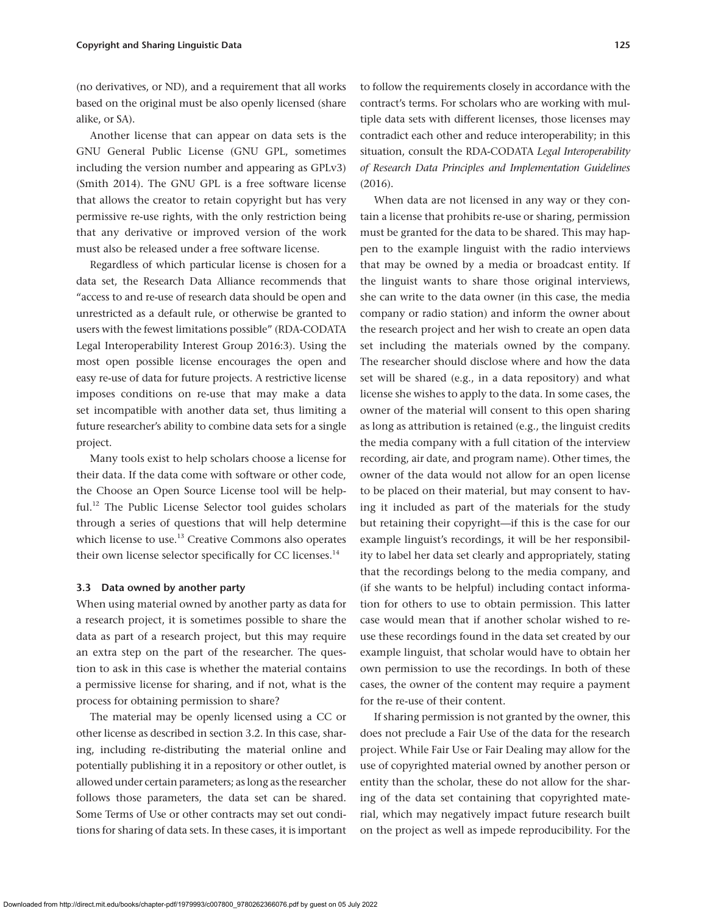(no derivatives, or ND), and a requirement that all works based on the original must be also openly licensed (share alike, or SA).

Another license that can appear on data sets is the GNU General Public License (GNU GPL, sometimes including the version number and appearing as GPLv3) (Smith 2014). The GNU GPL is a free software license that allows the creator to retain copyright but has very permissive re-use rights, with the only restriction being that any derivative or improved version of the work must also be released under a free software license.

Regardless of which particular license is chosen for a data set, the Research Data Alliance recommends that "access to and re-use of research data should be open and unrestricted as a default rule, or otherwise be granted to users with the fewest limitations possible" (RDA-CODATA Legal Interoperability Interest Group 2016:3). Using the most open possible license encourages the open and easy re-use of data for future projects. A restrictive license imposes conditions on re-use that may make a data set incompatible with another data set, thus limiting a future researcher's ability to combine data sets for a single project.

Many tools exist to help scholars choose a license for their data. If the data come with software or other code, the Choose an Open Source License tool will be helpful.[12] The Public License Selector tool guides scholars through a series of questions that will help determine which license to use.[13] Creative Commons also operates their own license selector specifically for CC licenses.[14]

### 3.3 Data owned by another party

When using material owned by another party as data for a research project, it is sometimes possible to share the data as part of a research project, but this may require an extra step on the part of the researcher. The question to ask in this case is whether the material contains a permissive license for sharing, and if not, what is the process for obtaining permission to share?

The material may be openly licensed using a CC or other license as described in section 3.2. In this case, sharing, including re-distributing the material online and potentially publishing it in a repository or other outlet, is allowed under certain parameters; as long as the researcher follows those parameters, the data set can be shared. Some Terms of Use or other contracts may set out conditions for sharing of data sets. In these cases, it is important to follow the requirements closely in accordance with the contract's terms. For scholars who are working with multiple data sets with different licenses, those licenses may contradict each other and reduce interoperability; in this situation, consult the RDA-CODATA *Legal Interoperability of Research Data Principles and Implementation Guidelines* (2016).

When data are not licensed in any way or they contain a license that prohibits re-use or sharing, permission must be granted for the data to be shared. This may happen to the example linguist with the radio interviews that may be owned by a media or broadcast entity. If the linguist wants to share those original interviews, she can write to the data owner (in this case, the media company or radio station) and inform the owner about the research project and her wish to create an open data set including the materials owned by the company. The researcher should disclose where and how the data set will be shared (e.g., in a data repository) and what license she wishes to apply to the data. In some cases, the owner of the material will consent to this open sharing as long as attribution is retained (e.g., the linguist credits the media company with a full citation of the interview recording, air date, and program name). Other times, the owner of the data would not allow for an open license to be placed on their material, but may consent to having it included as part of the materials for the study but retaining their copyright—if this is the case for our example linguist's recordings, it will be her responsibility to label her data set clearly and appropriately, stating that the recordings belong to the media company, and (if she wants to be helpful) including contact information for others to use to obtain permission. This latter case would mean that if another scholar wished to re-use these recordings found in the data set created by our example linguist, that scholar would have to obtain her own permission to use the recordings. In both of these cases, the owner of the content may require a payment for the re-use of their content.

If sharing permission is not granted by the owner, this does not preclude a Fair Use of the data for the research project. While Fair Use or Fair Dealing may allow for the use of copyrighted material owned by another person or entity than the scholar, these do not allow for the sharing of the data set containing that copyrighted material, which may negatively impact future research built on the project as well as impede reproducibility. For the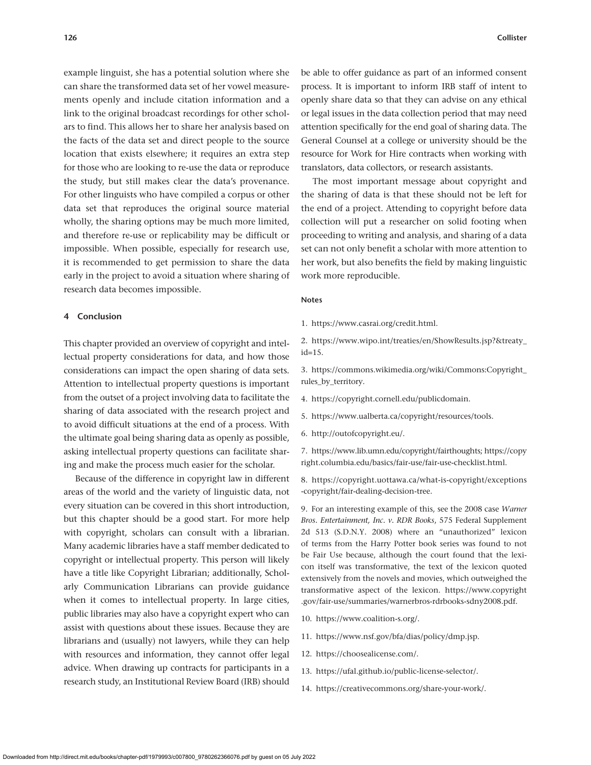example linguist, she has a potential solution where she can share the transformed data set of her vowel measurements openly and include citation information and a link to the original broadcast recordings for other scholars to find. This allows her to share her analysis based on the facts of the data set and direct people to the source location that exists elsewhere; it requires an extra step for those who are looking to re-use the data or reproduce the study, but still makes clear the data's provenance. For other linguists who have compiled a corpus or other data set that reproduces the original source material wholly, the sharing options may be much more limited, and therefore re-use or replicability may be difficult or impossible. When possible, especially for research use, it is recommended to get permission to share the data early in the project to avoid a situation where sharing of research data becomes impossible.

## 4 Conclusion

This chapter provided an overview of copyright and intellectual property considerations for data, and how those considerations can impact the open sharing of data sets. Attention to intellectual property questions is important from the outset of a project involving data to facilitate the sharing of data associated with the research project and to avoid difficult situations at the end of a process. With the ultimate goal being sharing data as openly as possible, asking intellectual property questions can facilitate sharing and make the process much easier for the scholar.

Because of the difference in copyright law in different areas of the world and the variety of linguistic data, not every situation can be covered in this short introduction, but this chapter should be a good start. For more help with copyright, scholars can consult with a librarian. Many academic libraries have a staff member dedicated to copyright or intellectual property. This person will likely have a title like Copyright Librarian; additionally, Scholarly Communication Librarians can provide guidance when it comes to intellectual property. In large cities, public libraries may also have a copyright expert who can assist with questions about these issues. Because they are librarians and (usually) not lawyers, while they can help with resources and information, they cannot offer legal advice. When drawing up contracts for participants in a research study, an Institutional Review Board (IRB) should be able to offer guidance as part of an informed consent process. It is important to inform IRB staff of intent to openly share data so that they can advise on any ethical or legal issues in the data collection period that may need attention specifically for the end goal of sharing data. The General Counsel at a college or university should be the resource for Work for Hire contracts when working with translators, data collectors, or research assistants.

The most important message about copyright and the sharing of data is that these should not be left for the end of a project. Attending to copyright before data collection will put a researcher on solid footing when proceeding to writing and analysis, and sharing of a data set can not only benefit a scholar with more attention to her work, but also benefits the field by making linguistic work more reproducible.

### Notes

1. https://www.casrai.org/credit.html.

2. https://www.wipo.int/treaties/en/ShowResults.jsp?&treaty_id=15.

3. https://commons.wikimedia.org/wiki/Commons:Copyright_rules_by_territory.

4. https://copyright.cornell.edu/publicdomain.

5. https://www.ualberta.ca/copyright/resources/tools.

6. http://outofcopyright.eu/.

7. https://www.lib.umn.edu/copyright/fairthoughts; https://copyright.columbia.edu/basics/fair-use/fair-use-checklist.html.

8. https://copyright.uottawa.ca/what-is-copyright/exceptions-copyright/fair-dealing-decision-tree.

9. For an interesting example of this, see the 2008 case *Warner Bros. Entertainment, Inc. v. RDR Books*, 575 Federal Supplement 2d 513 (S.D.N.Y. 2008) where an "unauthorized" lexicon of terms from the Harry Potter book series was found to not be Fair Use because, although the court found that the lexicon itself was transformative, the text of the lexicon quoted extensively from the novels and movies, which outweighed the transformative aspect of the lexicon. https://www.copyright.gov/fair-use/summaries/warnerbros-rdrbooks-sdny2008.pdf.

10. https://www.coalition-s.org/.

11. https://www.nsf.gov/bfa/dias/policy/dmp.jsp.

12. https://choosealicense.com/.

13. https://ufal.github.io/public-license-selector/.

14. https://creativecommons.org/share-your-work/.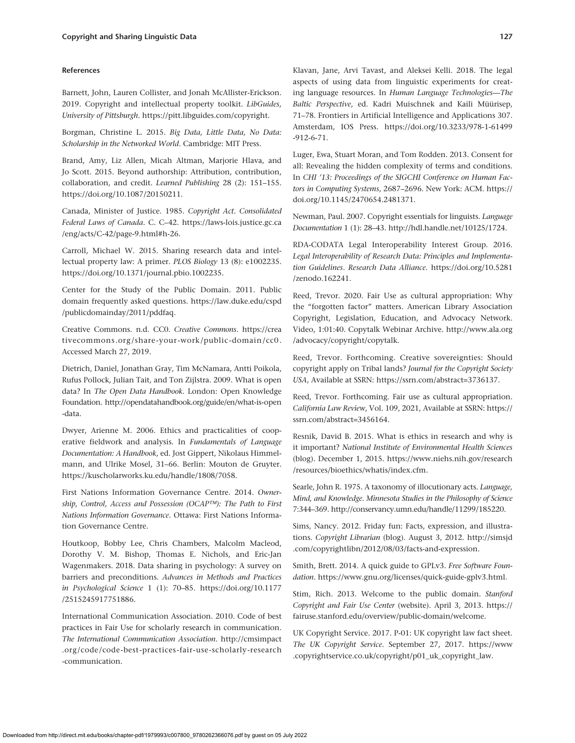### References

Barnett, John, Lauren Collister, and Jonah McAllister-Erickson. 2019. Copyright and intellectual property toolkit. *LibGuides, University of Pittsburgh*. https://pitt.libguides.com/copyright.

Borgman, Christine L. 2015. *Big Data, Little Data, No Data: Scholarship in the Networked World*. Cambridge: MIT Press.

Brand, Amy, Liz Allen, Micah Altman, Marjorie Hlava, and Jo Scott. 2015. Beyond authorship: Attribution, contribution, collaboration, and credit. *Learned Publishing* 28 (2): 151–155. https://doi.org/10.1087/20150211.

Canada, Minister of Justice. 1985. *Copyright Act. Consolidated Federal Laws of Canada*. C. C–42. https://laws-lois.justice.gc.ca/eng/acts/C-42/page-9.html#h-26.

Carroll, Michael W. 2015. Sharing research data and intellectual property law: A primer. *PLOS Biology* 13 (8): e1002235. https://doi.org/10.1371/journal.pbio.1002235.

Center for the Study of the Public Domain. 2011. Public domain frequently asked questions. https://law.duke.edu/cspd/publicdomainday/2011/pddfaq.

Creative Commons. n.d. CC0. *Creative Commons*. https://creativecommons.org/share-your-work/public-domain/cc0. Accessed March 27, 2019.

Dietrich, Daniel, Jonathan Gray, Tim McNamara, Antti Poikola, Rufus Pollock, Julian Tait, and Ton Zijlstra. 2009. What is open data? In *The Open Data Handbook*. London: Open Knowledge Foundation. http://opendatahandbook.org/guide/en/what-is-open-data.

Dwyer, Arienne M. 2006. Ethics and practicalities of cooperative fieldwork and analysis. In *Fundamentals of Language Documentation: A Handbook*, ed. Jost Gippert, Nikolaus Himmelmann, and Ulrike Mosel, 31–66. Berlin: Mouton de Gruyter. https://kuscholarworks.ku.edu/handle/1808/7058.

First Nations Information Governance Centre. 2014. *Ownership, Control, Access and Possession (OCAP™): The Path to First Nations Information Governance*. Ottawa: First Nations Information Governance Centre.

Houtkoop, Bobby Lee, Chris Chambers, Malcolm Macleod, Dorothy V. M. Bishop, Thomas E. Nichols, and Eric-Jan Wagenmakers. 2018. Data sharing in psychology: A survey on barriers and preconditions. *Advances in Methods and Practices in Psychological Science* 1 (1): 70–85. https://doi.org/10.1177/2515245917751886.

International Communication Association. 2010. Code of best practices in Fair Use for scholarly research in communication. *The International Communication Association*. http://cmsimpact.org/code/code-best-practices-fair-use-scholarly-research-communication.

Klavan, Jane, Arvi Tavast, and Aleksei Kelli. 2018. The legal aspects of using data from linguistic experiments for creating language resources. In *Human Language Technologies—The Baltic Perspective*, ed. Kadri Muischnek and Kaili Müürisep, 71–78. Frontiers in Artificial Intelligence and Applications 307. Amsterdam, IOS Press. https://doi.org/10.3233/978-1-61499-912-6-71.

Luger, Ewa, Stuart Moran, and Tom Rodden. 2013. Consent for all: Revealing the hidden complexity of terms and conditions. In *CHI '13: Proceedings of the SIGCHI Conference on Human Factors in Computing Systems*, 2687–2696. New York: ACM. https://doi.org/10.1145/2470654.2481371.

Newman, Paul. 2007. Copyright essentials for linguists. *Language Documentation* 1 (1): 28–43. http://hdl.handle.net/10125/1724.

RDA-CODATA Legal Interoperability Interest Group. 2016. *Legal Interoperability of Research Data: Principles and Implementation Guidelines*. *Research Data Alliance*. https://doi.org/10.5281/zenodo.162241.

Reed, Trevor. 2020. Fair Use as cultural appropriation: Why the "forgotten factor" matters. American Library Association Copyright, Legislation, Education, and Advocacy Network. Video, 1:01:40. Copytalk Webinar Archive. http://www.ala.org/advocacy/copyright/copytalk.

Reed, Trevor. Forthcoming. Creative sovereignties: Should copyright apply on Tribal lands? *Journal for the Copyright Society USA*, Available at SSRN: https://ssrn.com/abstract=3736137.

Reed, Trevor. Forthcoming. Fair use as cultural appropriation. *California Law Review*, Vol. 109, 2021, Available at SSRN: https://ssrn.com/abstract=3456164.

Resnik, David B. 2015. What is ethics in research and why is it important? *National Institute of Environmental Health Sciences* (blog). December 1, 2015. https://www.niehs.nih.gov/research/resources/bioethics/whatis/index.cfm.

Searle, John R. 1975. A taxonomy of illocutionary acts. *Language, Mind, and Knowledge. Minnesota Studies in the Philosophy of Science* 7:344–369. http://conservancy.umn.edu/handle/11299/185220.

Sims, Nancy. 2012. Friday fun: Facts, expression, and illustrations. *Copyright Librarian* (blog). August 3, 2012. http://simsjd.com/copyrightlibn/2012/08/03/facts-and-expression.

Smith, Brett. 2014. A quick guide to GPLv3. *Free Software Foundation*. https://www.gnu.org/licenses/quick-guide-gplv3.html.

Stim, Rich. 2013. Welcome to the public domain. *Stanford Copyright and Fair Use Center* (website). April 3, 2013. https://fairuse.stanford.edu/overview/public-domain/welcome.

UK Copyright Service. 2017. P-01: UK copyright law fact sheet. *The UK Copyright Service*. September 27, 2017. https://www.copyrightservice.co.uk/copyright/p01_uk_copyright_law.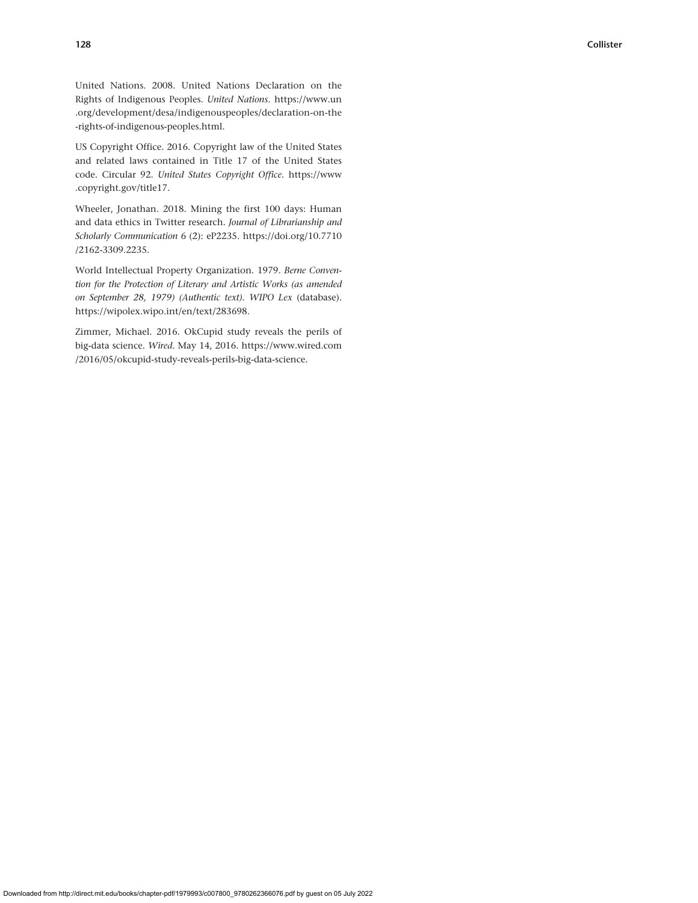United Nations. 2008. United Nations Declaration on the Rights of Indigenous Peoples. *United Nations*. https://www.un.org/development/desa/indigenouspeoples/declaration-on-the-rights-of-indigenous-peoples.html.

US Copyright Office. 2016. Copyright law of the United States and related laws contained in Title 17 of the United States code. Circular 92. *United States Copyright Office*. https://www.copyright.gov/title17.

Wheeler, Jonathan. 2018. Mining the first 100 days: Human and data ethics in Twitter research. *Journal of Librarianship and Scholarly Communication* 6 (2): eP2235. https://doi.org/10.7710/2162-3309.2235.

World Intellectual Property Organization. 1979. *Berne Convention for the Protection of Literary and Artistic Works (as amended on September 28, 1979) (Authentic text)*. *WIPO Lex* (database). https://wipolex.wipo.int/en/text/283698.

Zimmer, Michael. 2016. OkCupid study reveals the perils of big-data science. *Wired*. May 14, 2016. https://www.wired.com/2016/05/okcupid-study-reveals-perils-big-data-science.